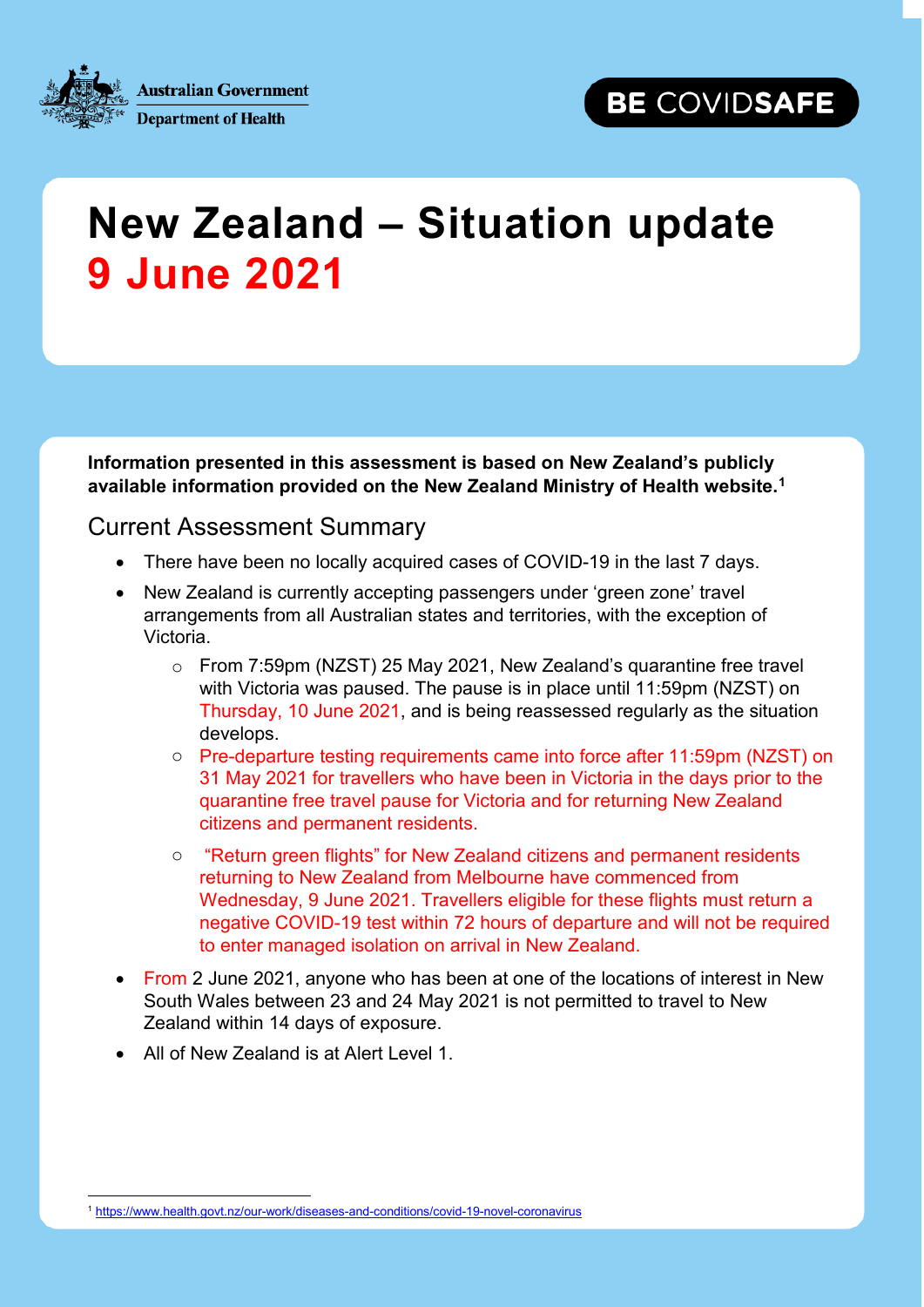Australian Government
Department of Health

BE COVIDSAFE

# New Zealand – Situation update 9 June 2021

**Information presented in this assessment is based on New Zealand's publicly available information provided on the New Zealand Ministry of Health website.[1]**

## Current Assessment Summary

- There have been no locally acquired cases of COVID-19 in the last 7 days.
- New Zealand is currently accepting passengers under 'green zone' travel arrangements from all Australian states and territories, with the exception of Victoria.
  - From 7:59pm (NZST) 25 May 2021, New Zealand's quarantine free travel with Victoria was paused. The pause is in place until 11:59pm (NZST) on Thursday, 10 June 2021, and is being reassessed regularly as the situation develops.
  - Pre-departure testing requirements came into force after 11:59pm (NZST) on 31 May 2021 for travellers who have been in Victoria in the days prior to the quarantine free travel pause for Victoria and for returning New Zealand citizens and permanent residents.
  - "Return green flights" for New Zealand citizens and permanent residents returning to New Zealand from Melbourne have commenced from Wednesday, 9 June 2021. Travellers eligible for these flights must return a negative COVID-19 test within 72 hours of departure and will not be required to enter managed isolation on arrival in New Zealand.
- From 2 June 2021, anyone who has been at one of the locations of interest in New South Wales between 23 and 24 May 2021 is not permitted to travel to New Zealand within 14 days of exposure.
- All of New Zealand is at Alert Level 1.

[1] https://www.health.govt.nz/our-work/diseases-and-conditions/covid-19-novel-coronavirus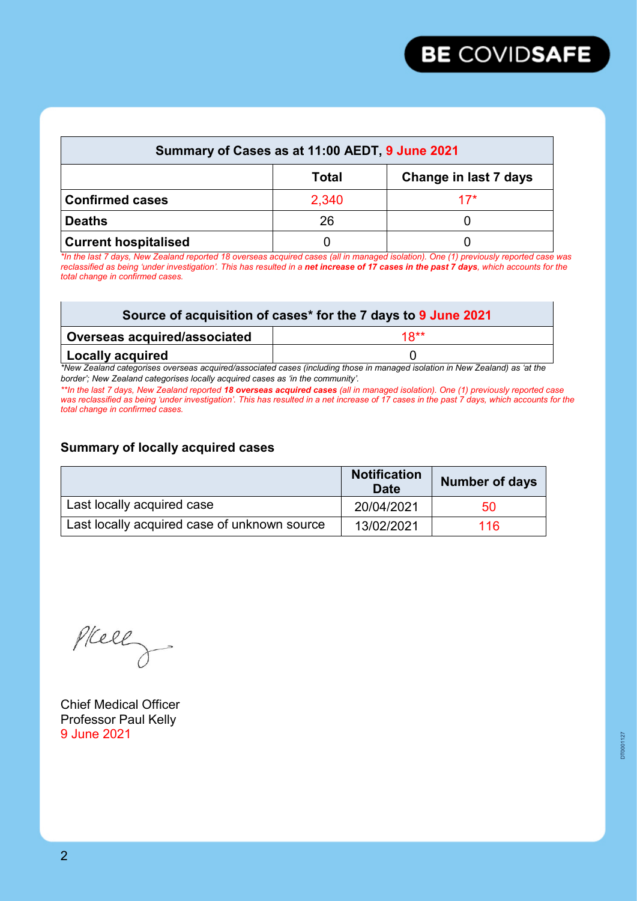BE COVIDSAFE

| Summary of Cases as at 11:00 AEDT, 9 June 2021 | | |
|---|---|---|
| | **Total** | **Change in last 7 days** |
| **Confirmed cases** | 2,340 | 17* |
| **Deaths** | 26 | 0 |
| **Current hospitalised** | 0 | 0 |

*\*In the last 7 days, New Zealand reported 18 overseas acquired cases (all in managed isolation). One (1) previously reported case was reclassified as being 'under investigation'. This has resulted in a **net increase of 17 cases in the past 7 days**, which accounts for the total change in confirmed cases.*

| Source of acquisition of cases* for the 7 days to 9 June 2021 | |
|---|---|
| **Overseas acquired/associated** | 18** |
| **Locally acquired** | 0 |

*\*New Zealand categorises overseas acquired/associated cases (including those in managed isolation in New Zealand) as 'at the border'; New Zealand categorises locally acquired cases as 'in the community'.*

*\*\*In the last 7 days, New Zealand reported **18 overseas acquired cases** (all in managed isolation). One (1) previously reported case was reclassified as being 'under investigation'. This has resulted in a net increase of 17 cases in the past 7 days, which accounts for the total change in confirmed cases.*

### Summary of locally acquired cases

| | Notification Date | Number of days |
|---|---|---|
| Last locally acquired case | 20/04/2021 | 50 |
| Last locally acquired case of unknown source | 13/02/2021 | 116 |

Chief Medical Officer
Professor Paul Kelly
9 June 2021

DT0001127